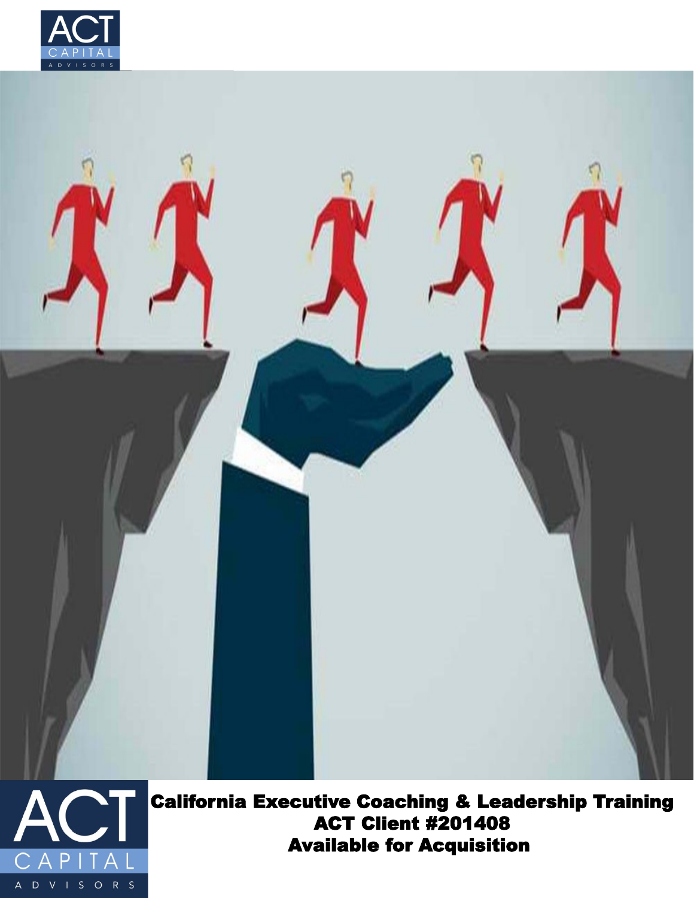**California Executive Coaching & Leadership Training**
**ACT Client #201408**
**Available for Acquisition**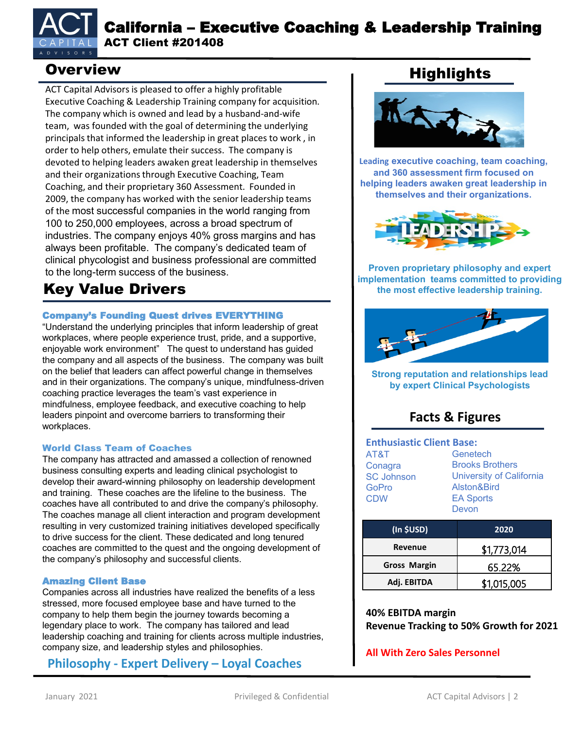# California – Executive Coaching & Leadership Training

**ACT Client #201408**

## Overview

ACT Capital Advisors is pleased to offer a highly profitable Executive Coaching & Leadership Training company for acquisition. The company which is owned and lead by a husband-and-wife team, was founded with the goal of determining the underlying principals that informed the leadership in great places to work , in order to help others, emulate their success. The company is devoted to helping leaders awaken great leadership in themselves and their organizations through Executive Coaching, Team Coaching, and their proprietary 360 Assessment. Founded in 2009, the company has worked with the senior leadership teams of the most successful companies in the world ranging from 100 to 250,000 employees, across a broad spectrum of industries. The company enjoys 40% gross margins and has always been profitable. The company's dedicated team of clinical phycologist and business professional are committed to the long-term success of the business.

## Key Value Drivers

### Company's Founding Quest drives EVERYTHING

"Understand the underlying principles that inform leadership of great workplaces, where people experience trust, pride, and a supportive, enjoyable work environment" The quest to understand has guided the company and all aspects of the business. The company was built on the belief that leaders can affect powerful change in themselves and in their organizations. The company's unique, mindfulness-driven coaching practice leverages the team's vast experience in mindfulness, employee feedback, and executive coaching to help leaders pinpoint and overcome barriers to transforming their workplaces.

### World Class Team of Coaches

The company has attracted and amassed a collection of renowned business consulting experts and leading clinical psychologist to develop their award-winning philosophy on leadership development and training. These coaches are the lifeline to the business. The coaches have all contributed to and drive the company's philosophy. The coaches manage all client interaction and program development resulting in very customized training initiatives developed specifically to drive success for the client. These dedicated and long tenured coaches are committed to the quest and the ongoing development of the company's philosophy and successful clients.

### Amazing Client Base

Companies across all industries have realized the benefits of a less stressed, more focused employee base and have turned to the company to help them begin the journey towards becoming a legendary place to work. The company has tailored and lead leadership coaching and training for clients across multiple industries, company size, and leadership styles and philosophies.

**Philosophy - Expert Delivery – Loyal Coaches**

## Highlights

**Leading executive coaching, team coaching, and 360 assessment firm focused on helping leaders awaken great leadership in themselves and their organizations.**

**Proven proprietary philosophy and expert implementation teams committed to providing the most effective leadership training.**

**Strong reputation and relationships lead by expert Clinical Psychologists**

## Facts & Figures

**Enthusiastic Client Base:**

- AT&T
- Conagra
- SC Johnson
- GoPro
- CDW
- Genetech
- Brooks Brothers
- University of California
- Alston&Bird
- EA Sports
- Devon

| (In $USD) | 2020 |
|---|---|
| Revenue | $1,773,014 |
| Gross Margin | 65.22% |
| Adj. EBITDA | $1,015,005 |

**40% EBITDA margin**
**Revenue Tracking to 50% Growth for 2021**

**All With Zero Sales Personnel**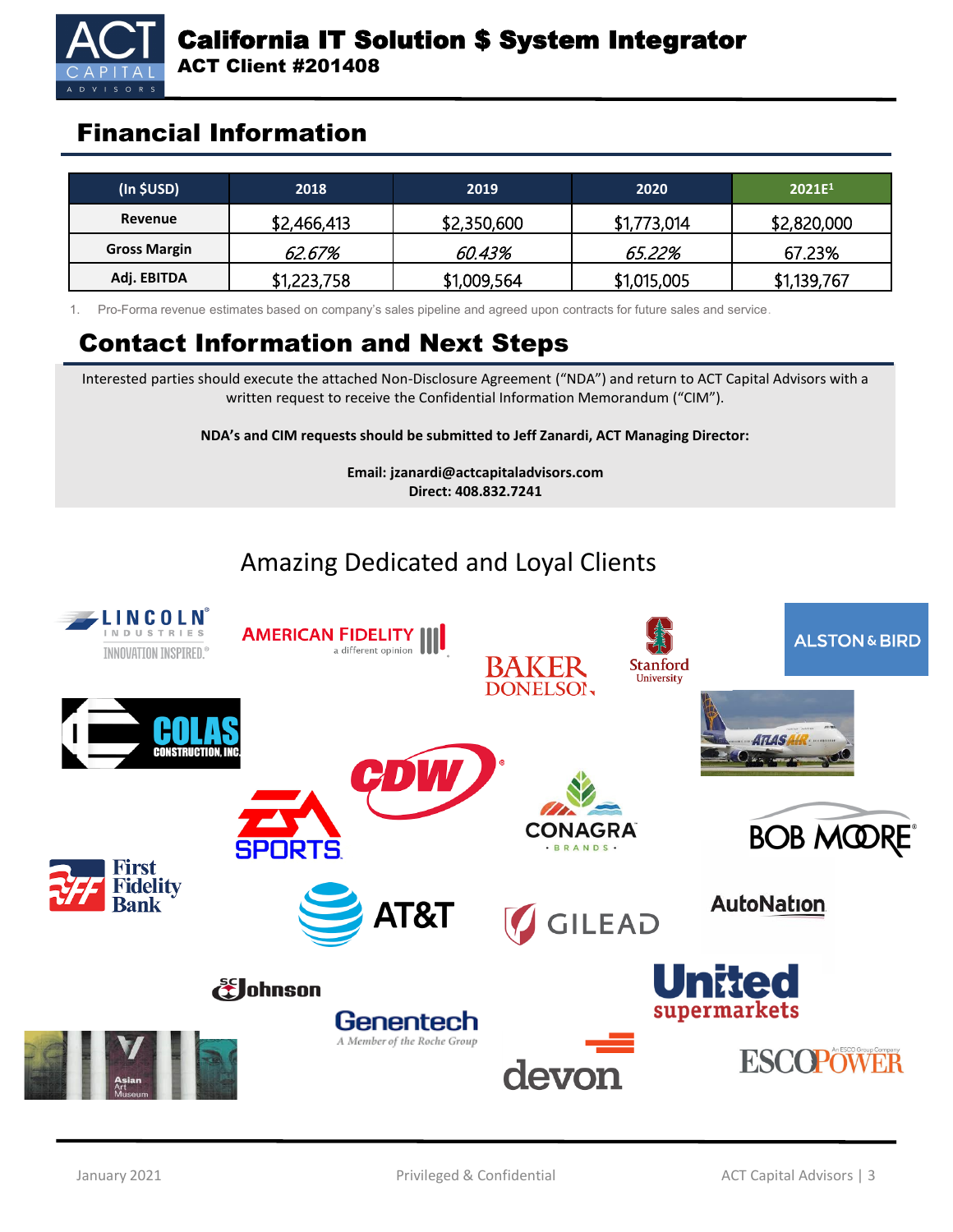# California IT Solution $ System Integrator

**ACT Client #201408**

## Financial Information

| (In $USD) | 2018 | 2019 | 2020 | 2021E[1] |
| --- | --- | --- | --- | --- |
| **Revenue** | $2,466,413 | $2,350,600 | $1,773,014 | $2,820,000 |
| **Gross Margin** | *62.67%* | *60.43%* | *65.22%* | 67.23% |
| **Adj. EBITDA** | $1,223,758 | $1,009,564 | $1,015,005 | $1,139,767 |

1. Pro-Forma revenue estimates based on company's sales pipeline and agreed upon contracts for future sales and service.

## Contact Information and Next Steps

Interested parties should execute the attached Non-Disclosure Agreement ("NDA") and return to ACT Capital Advisors with a written request to receive the Confidential Information Memorandum ("CIM").

**NDA's and CIM requests should be submitted to Jeff Zanardi, ACT Managing Director:**

**Email: jzanardi@actcapitaladvisors.com**
**Direct: 408.832.7241**

## Amazing Dedicated and Loyal Clients

Lincoln Industries, American Fidelity, Baker Donelson, Stanford University, Alston & Bird, Colas Construction, Inc., Atlas Air, CDW, EA Sports, Conagra Brands, Bob Moore, First Fidelity Bank, AT&T, Gilead, AutoNation, SC Johnson, United Supermarkets, Genentech, Asian Art Museum, devon, ESCO Power